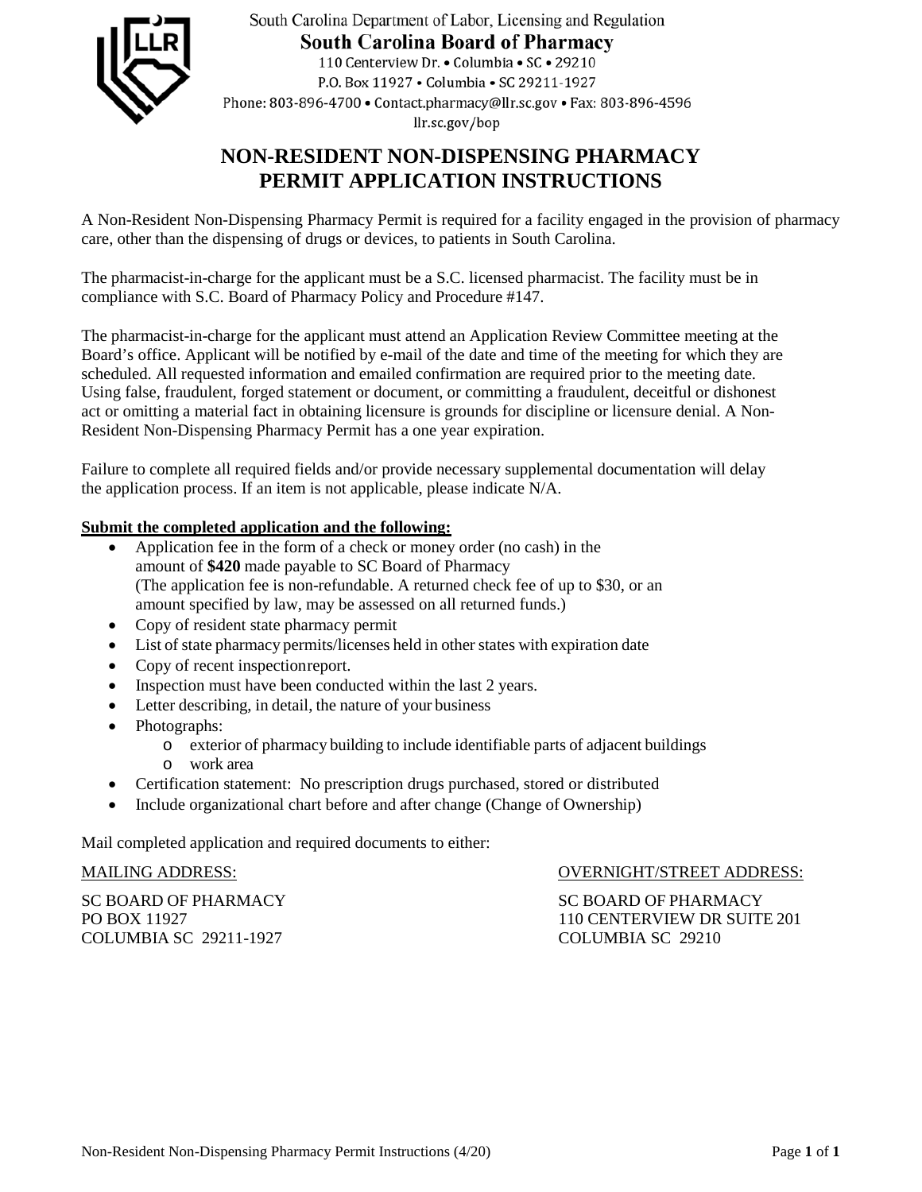South Carolina Department of Labor, Licensing and Regulation

**South Carolina Board of Pharmacy**

110 Centerview Dr. • Columbia • SC • 29210
P.O. Box 11927 • Columbia • SC 29211-1927
Phone: 803-896-4700 • Contact.pharmacy@llr.sc.gov • Fax: 803-896-4596
llr.sc.gov/bop

# NON-RESIDENT NON-DISPENSING PHARMACY PERMIT APPLICATION INSTRUCTIONS

A Non-Resident Non-Dispensing Pharmacy Permit is required for a facility engaged in the provision of pharmacy care, other than the dispensing of drugs or devices, to patients in South Carolina.

The pharmacist-in-charge for the applicant must be a S.C. licensed pharmacist. The facility must be in compliance with S.C. Board of Pharmacy Policy and Procedure #147.

The pharmacist-in-charge for the applicant must attend an Application Review Committee meeting at the Board's office. Applicant will be notified by e-mail of the date and time of the meeting for which they are scheduled. All requested information and emailed confirmation are required prior to the meeting date. Using false, fraudulent, forged statement or document, or committing a fraudulent, deceitful or dishonest act or omitting a material fact in obtaining licensure is grounds for discipline or licensure denial. A Non-Resident Non-Dispensing Pharmacy Permit has a one year expiration.

Failure to complete all required fields and/or provide necessary supplemental documentation will delay the application process. If an item is not applicable, please indicate N/A.

**Submit the completed application and the following:**

- Application fee in the form of a check or money order (no cash) in the amount of **$420** made payable to SC Board of Pharmacy (The application fee is non-refundable. A returned check fee of up to $30, or an amount specified by law, may be assessed on all returned funds.)
- Copy of resident state pharmacy permit
- List of state pharmacy permits/licenses held in other states with expiration date
- Copy of recent inspection report.
- Inspection must have been conducted within the last 2 years.
- Letter describing, in detail, the nature of your business
- Photographs:
  - exterior of pharmacy building to include identifiable parts of adjacent buildings
  - work area
- Certification statement: No prescription drugs purchased, stored or distributed
- Include organizational chart before and after change (Change of Ownership)

Mail completed application and required documents to either:

MAILING ADDRESS:

SC BOARD OF PHARMACY
PO BOX 11927
COLUMBIA SC 29211-1927

OVERNIGHT/STREET ADDRESS:

SC BOARD OF PHARMACY
110 CENTERVIEW DR SUITE 201
COLUMBIA SC 29210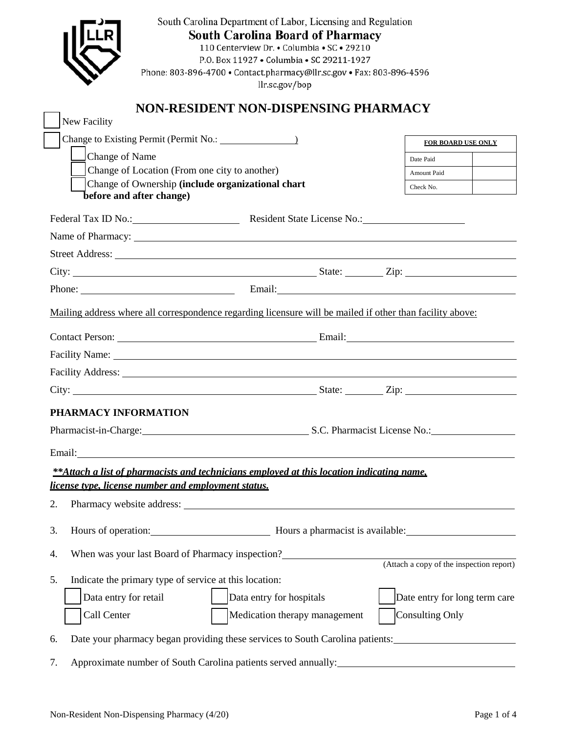South Carolina Department of Labor, Licensing and Regulation

**South Carolina Board of Pharmacy**

110 Centerview Dr. • Columbia • SC • 29210

P.O. Box 11927 • Columbia • SC 29211-1927

Phone: 803-896-4700 • Contact.pharmacy@llr.sc.gov • Fax: 803-896-4596

llr.sc.gov/bop

# NON-RESIDENT NON-DISPENSING PHARMACY

☐ New Facility

☐ Change to Existing Permit (Permit No.: _______________)

- ☐ Change of Name
- ☐ Change of Location (From one city to another)
- ☐ Change of Ownership **(include organizational chart before and after change)**

| FOR BOARD USE ONLY | |
|---|---|
| Date Paid | |
| Amount Paid | |
| Check No. | |

Federal Tax ID No.: _______________ Resident State License No.: _______________

Name of Pharmacy: _______________

Street Address: _______________

City: _______________ State: ________ Zip: _______________

Phone: _______________ Email: _______________

Mailing address where all correspondence regarding licensure will be mailed if other than facility above:

Contact Person: _______________ Email: _______________

Facility Name: _______________

Facility Address: _______________

City: _______________ State: ________ Zip: _______________

## PHARMACY INFORMATION

Pharmacist-in-Charge: _______________ S.C. Pharmacist License No.: _______________

Email: _______________

***\*\*Attach a list of pharmacists and technicians employed at this location indicating name, license type, license number and employment status.***

2. Pharmacy website address: _______________

3. Hours of operation: _______________ Hours a pharmacist is available: _______________

4. When was your last Board of Pharmacy inspection? _______________ (Attach a copy of the inspection report)

5. Indicate the primary type of service at this location:

   ☐ Data entry for retail ☐ Data entry for hospitals ☐ Date entry for long term care

   ☐ Call Center ☐ Medication therapy management ☐ Consulting Only

6. Date your pharmacy began providing these services to South Carolina patients: _______________

7. Approximate number of South Carolina patients served annually: _______________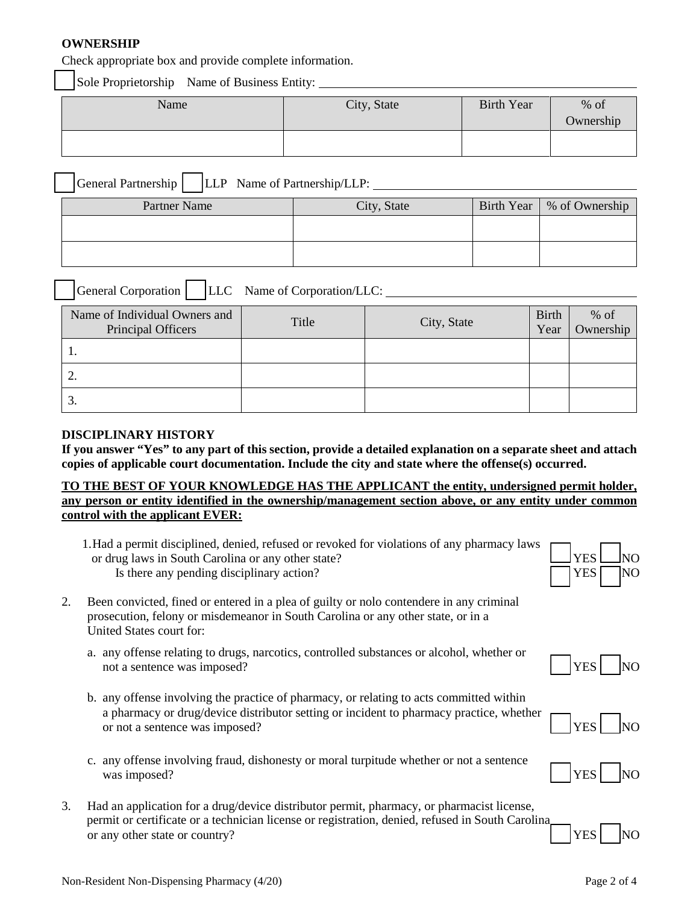## OWNERSHIP

Check appropriate box and provide complete information.

☐ Sole Proprietorship Name of Business Entity: \_\_\_\_\_\_\_\_\_\_\_\_\_\_\_\_\_\_\_\_\_\_\_\_\_\_\_\_\_\_\_\_\_\_\_\_\_\_\_\_

| Name | City, State | Birth Year | % of Ownership |
|---|---|---|---|
| | | | |

☐ General Partnership ☐ LLP Name of Partnership/LLP: \_\_\_\_\_\_\_\_\_\_\_\_\_\_\_\_\_\_\_\_\_\_\_\_\_\_\_\_\_\_\_\_\_\_\_\_\_\_\_\_

| Partner Name | City, State | Birth Year | % of Ownership |
|---|---|---|---|
| | | | |
| | | | |

☐ General Corporation ☐ LLC Name of Corporation/LLC: \_\_\_\_\_\_\_\_\_\_\_\_\_\_\_\_\_\_\_\_\_\_\_\_\_\_\_\_\_\_\_\_\_\_\_\_\_\_\_\_

| Name of Individual Owners and Principal Officers | Title | City, State | Birth Year | % of Ownership |
|---|---|---|---|---|
| 1. | | | | |
| 2. | | | | |
| 3. | | | | |

## DISCIPLINARY HISTORY

**If you answer "Yes" to any part of this section, provide a detailed explanation on a separate sheet and attach copies of applicable court documentation. Include the city and state where the offense(s) occurred.**

**TO THE BEST OF YOUR KNOWLEDGE HAS THE APPLICANT the entity, undersigned permit holder, any person or entity identified in the ownership/management section above, or any entity under common control with the applicant EVER:**

1. Had a permit disciplined, denied, refused or revoked for violations of any pharmacy laws or drug laws in South Carolina or any other state? ☐ YES ☐ NO
   Is there any pending disciplinary action? ☐ YES ☐ NO

2. Been convicted, fined or entered in a plea of guilty or nolo contendere in any criminal prosecution, felony or misdemeanor in South Carolina or any other state, or in a United States court for:

   a. any offense relating to drugs, narcotics, controlled substances or alcohol, whether or not a sentence was imposed? ☐ YES ☐ NO

   b. any offense involving the practice of pharmacy, or relating to acts committed within a pharmacy or drug/device distributor setting or incident to pharmacy practice, whether or not a sentence was imposed? ☐ YES ☐ NO

   c. any offense involving fraud, dishonesty or moral turpitude whether or not a sentence was imposed? ☐ YES ☐ NO

3. Had an application for a drug/device distributor permit, pharmacy, or pharmacist license, permit or certificate or a technician license or registration, denied, refused in South Carolina or any other state or country? ☐ YES ☐ NO

Non-Resident Non-Dispensing Pharmacy (4/20)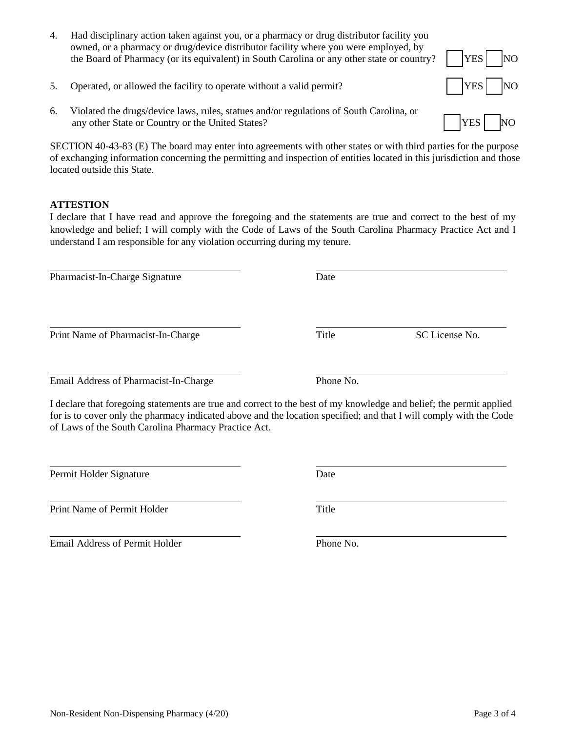4. Had disciplinary action taken against you, or a pharmacy or drug distributor facility you owned, or a pharmacy or drug/device distributor facility where you were employed, by the Board of Pharmacy (or its equivalent) in South Carolina or any other state or country? ☐ YES ☐ NO

5. Operated, or allowed the facility to operate without a valid permit? ☐ YES ☐ NO

6. Violated the drugs/device laws, rules, statues and/or regulations of South Carolina, or any other State or Country or the United States? ☐ YES ☐ NO

SECTION 40-43-83 (E) The board may enter into agreements with other states or with third parties for the purpose of exchanging information concerning the permitting and inspection of entities located in this jurisdiction and those located outside this State.

**ATTESTION**

I declare that I have read and approve the foregoing and the statements are true and correct to the best of my knowledge and belief; I will comply with the Code of Laws of the South Carolina Pharmacy Practice Act and I understand I am responsible for any violation occurring during my tenure.

\_\_\_\_\_\_\_\_\_\_\_\_\_\_\_\_\_\_\_\_\_\_\_\_\_\_\_\_\_\_ \_\_\_\_\_\_\_\_\_\_\_\_\_\_\_\_\_\_\_\_\_\_\_\_\_\_\_\_\_\_
Pharmacist-In-Charge Signature Date

\_\_\_\_\_\_\_\_\_\_\_\_\_\_\_\_\_\_\_\_\_\_\_\_\_\_\_\_\_\_ \_\_\_\_\_\_\_\_\_\_\_\_\_\_\_\_\_\_\_\_\_\_\_\_\_\_\_\_\_\_
Print Name of Pharmacist-In-Charge Title SC License No.

\_\_\_\_\_\_\_\_\_\_\_\_\_\_\_\_\_\_\_\_\_\_\_\_\_\_\_\_\_\_ \_\_\_\_\_\_\_\_\_\_\_\_\_\_\_\_\_\_\_\_\_\_\_\_\_\_\_\_\_\_
Email Address of Pharmacist-In-Charge Phone No.

I declare that foregoing statements are true and correct to the best of my knowledge and belief; the permit applied for is to cover only the pharmacy indicated above and the location specified; and that I will comply with the Code of Laws of the South Carolina Pharmacy Practice Act.

\_\_\_\_\_\_\_\_\_\_\_\_\_\_\_\_\_\_\_\_\_\_\_\_\_\_\_\_\_\_ \_\_\_\_\_\_\_\_\_\_\_\_\_\_\_\_\_\_\_\_\_\_\_\_\_\_\_\_\_\_
Permit Holder Signature Date

\_\_\_\_\_\_\_\_\_\_\_\_\_\_\_\_\_\_\_\_\_\_\_\_\_\_\_\_\_\_ \_\_\_\_\_\_\_\_\_\_\_\_\_\_\_\_\_\_\_\_\_\_\_\_\_\_\_\_\_\_
Print Name of Permit Holder Title

\_\_\_\_\_\_\_\_\_\_\_\_\_\_\_\_\_\_\_\_\_\_\_\_\_\_\_\_\_\_ \_\_\_\_\_\_\_\_\_\_\_\_\_\_\_\_\_\_\_\_\_\_\_\_\_\_\_\_\_\_
Email Address of Permit Holder Phone No.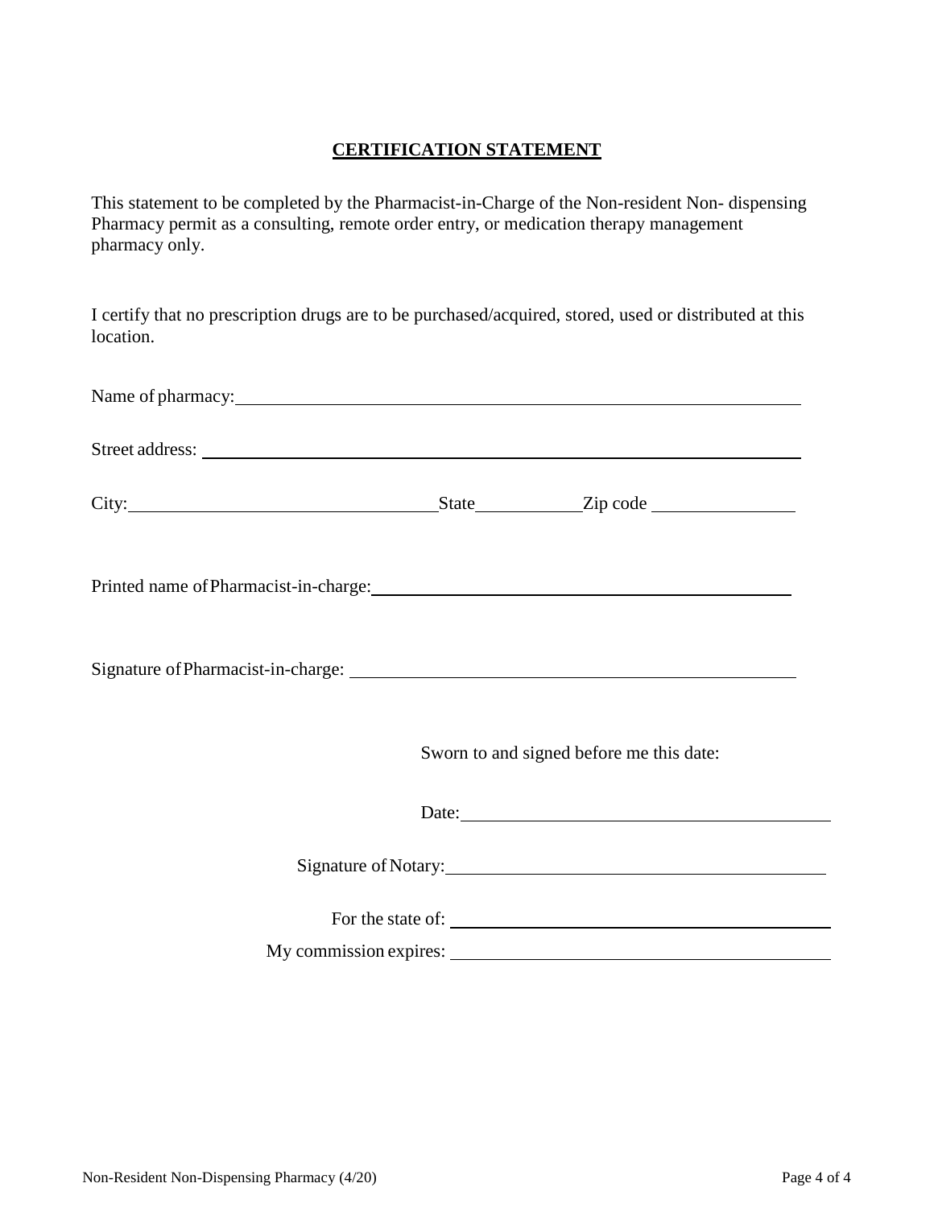## CERTIFICATION STATEMENT

This statement to be completed by the Pharmacist-in-Charge of the Non-resident Non- dispensing Pharmacy permit as a consulting, remote order entry, or medication therapy management pharmacy only.

I certify that no prescription drugs are to be purchased/acquired, stored, used or distributed at this location.

Name of pharmacy: ____________________________________________

Street address: ____________________________________________

City: ______________________ State __________ Zip code ______________

Printed name of Pharmacist-in-charge: ____________________________________________

Signature of Pharmacist-in-charge: ____________________________________________

Sworn to and signed before me this date:

Date: ______________________________

Signature of Notary: ______________________________

For the state of: ______________________________

My commission expires: ______________________________